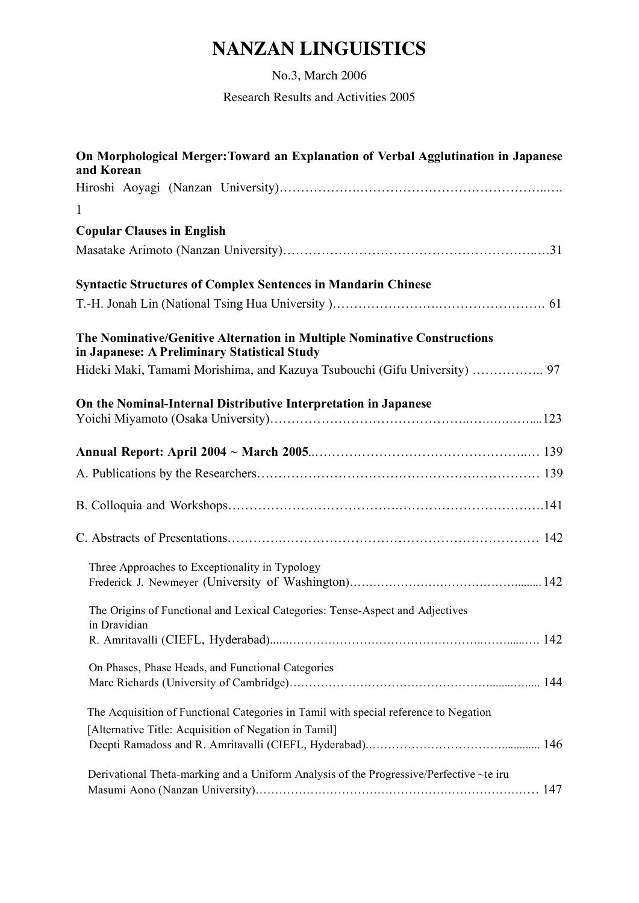# NANZAN LINGUISTICS

No.3, March 2006

Research Results and Activities 2005

**On Morphological Merger: Toward an Explanation of Verbal Agglutination in Japanese and Korean**

Hiroshi Aoyagi (Nanzan University)………………………………………………………….. 1

**Copular Clauses in English**

Masatake Arimoto (Nanzan University)………………………………………………………31

**Syntactic Structures of Complex Sentences in Mandarin Chinese**

T.-H. Jonah Lin (National Tsing Hua University )……………………………………………. 61

**The Nominative/Genitive Alternation in Multiple Nominative Constructions in Japanese: A Preliminary Statistical Study**

Hideki Maki, Tamami Morishima, and Kazuya Tsubouchi (Gifu University) …………….. 97

**On the Nominal-Internal Distributive Interpretation in Japanese**

Yoichi Miyamoto (Osaka University)…………………………………………………………....123

**Annual Report: April 2004 ~ March 2005**……………………………………………… 139

A. Publications by the Researchers………………………………………………………… 139

B. Colloquia and Workshops…………………………………………………………………….141

C. Abstracts of Presentations………………………………………………………………… 142

Three Approaches to Exceptionality in Typology
Frederick J. Newmeyer (University of Washington)……………………………………….........142

The Origins of Functional and Lexical Categories: Tense-Aspect and Adjectives in Dravidian
R. Amritavalli (CIEFL, Hyderabad)……………………………………………………….…… 142

On Phases, Phase Heads, and Functional Categories
Marc Richards (University of Cambridge)……………………………………………......…..... 144

The Acquisition of Functional Categories in Tamil with special reference to Negation
[Alternative Title: Acquisition of Negation in Tamil]
Deepti Ramadoss and R. Amritavalli (CIEFL, Hyderabad)……………………………............ 146

Derivational Theta-marking and a Uniform Analysis of the Progressive/Perfective ~te iru
Masumi Aono (Nanzan University)……………………………………………………………… 147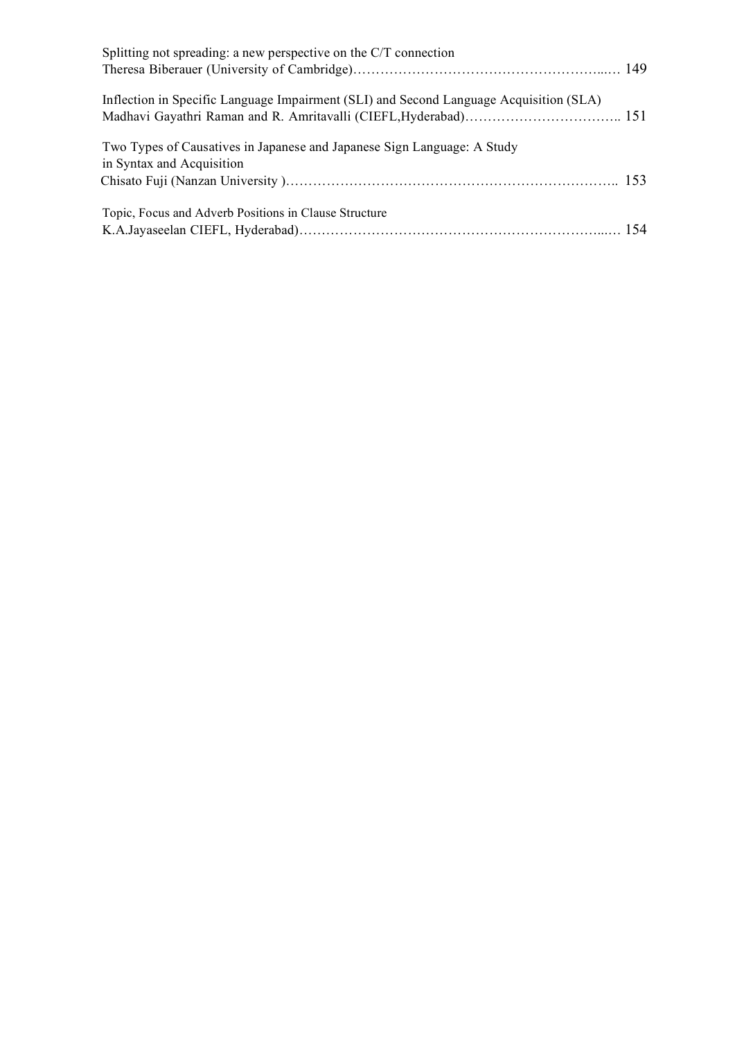Splitting not spreading: a new perspective on the C/T connection
Theresa Biberauer (University of Cambridge)………………………………………………..… 149

Inflection in Specific Language Impairment (SLI) and Second Language Acquisition (SLA)
Madhavi Gayathri Raman and R. Amritavalli (CIEFL,Hyderabad)…………………………….. 151

Two Types of Causatives in Japanese and Japanese Sign Language: A Study
in Syntax and Acquisition
Chisato Fuji (Nanzan University )……………………………………………………………….. 153

Topic, Focus and Adverb Positions in Clause Structure
K.A.Jayaseelan CIEFL, Hyderabad)………………………………………………………...… 154